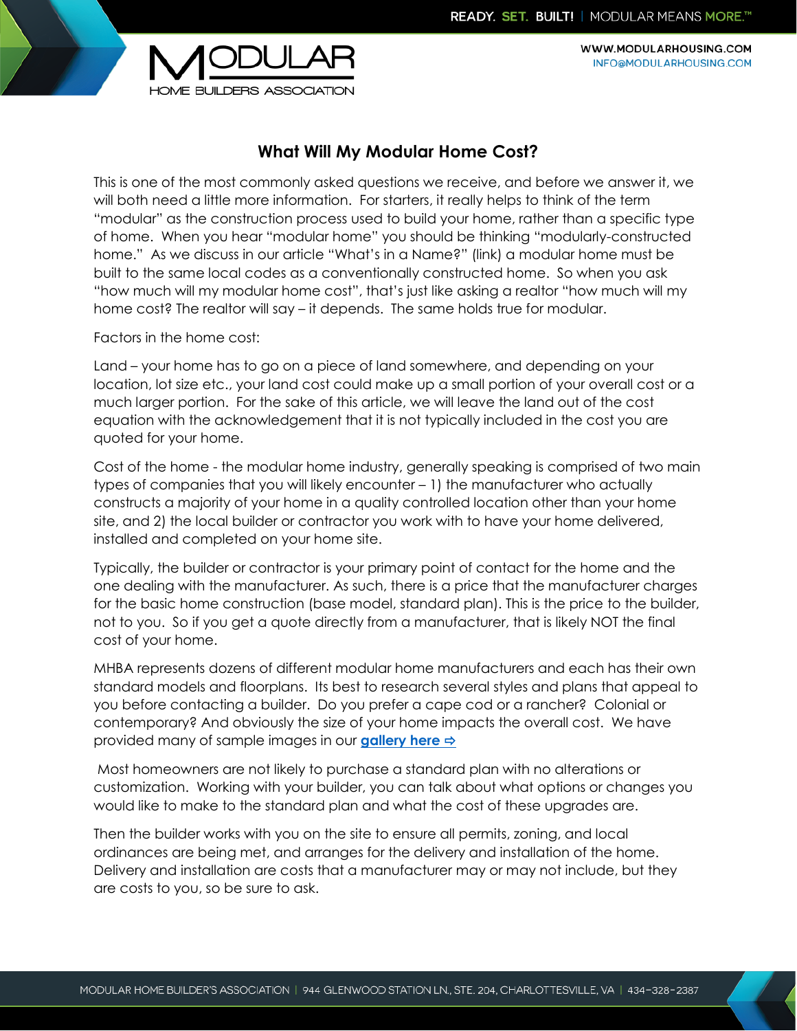# What Will My Modular Home Cost?

This is one of the most commonly asked questions we receive, and before we answer it, we will both need a little more information. For starters, it really helps to think of the term "modular" as the construction process used to build your home, rather than a specific type of home. When you hear "modular home" you should be thinking "modularly-constructed home." As we discuss in our article "What's in a Name?" (link) a modular home must be built to the same local codes as a conventionally constructed home. So when you ask "how much will my modular home cost", that's just like asking a realtor "how much will my home cost? The realtor will say – it depends. The same holds true for modular.

Factors in the home cost:

Land – your home has to go on a piece of land somewhere, and depending on your location, lot size etc., your land cost could make up a small portion of your overall cost or a much larger portion. For the sake of this article, we will leave the land out of the cost equation with the acknowledgement that it is not typically included in the cost you are quoted for your home.

Cost of the home - the modular home industry, generally speaking is comprised of two main types of companies that you will likely encounter – 1) the manufacturer who actually constructs a majority of your home in a quality controlled location other than your home site, and 2) the local builder or contractor you work with to have your home delivered, installed and completed on your home site.

Typically, the builder or contractor is your primary point of contact for the home and the one dealing with the manufacturer. As such, there is a price that the manufacturer charges for the basic home construction (base model, standard plan). This is the price to the builder, not to you. So if you get a quote directly from a manufacturer, that is likely NOT the final cost of your home.

MHBA represents dozens of different modular home manufacturers and each has their own standard models and floorplans. Its best to research several styles and plans that appeal to you before contacting a builder. Do you prefer a cape cod or a rancher? Colonial or contemporary? And obviously the size of your home impacts the overall cost. We have provided many of sample images in our **gallery here ⇨**

Most homeowners are not likely to purchase a standard plan with no alterations or customization. Working with your builder, you can talk about what options or changes you would like to make to the standard plan and what the cost of these upgrades are.

Then the builder works with you on the site to ensure all permits, zoning, and local ordinances are being met, and arranges for the delivery and installation of the home. Delivery and installation are costs that a manufacturer may or may not include, but they are costs to you, so be sure to ask.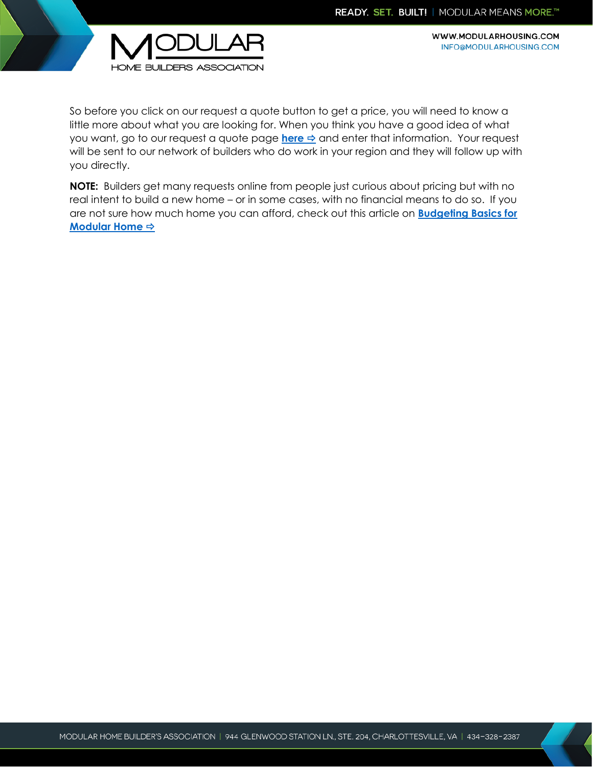So before you click on our request a quote button to get a price, you will need to know a little more about what you are looking for. When you think you have a good idea of what you want, go to our request a quote page **here ⇨** and enter that information. Your request will be sent to our network of builders who do work in your region and they will follow up with you directly.

**NOTE:** Builders get many requests online from people just curious about pricing but with no real intent to build a new home – or in some cases, with no financial means to do so. If you are not sure how much home you can afford, check out this article on **Budgeting Basics for Modular Home ⇨**